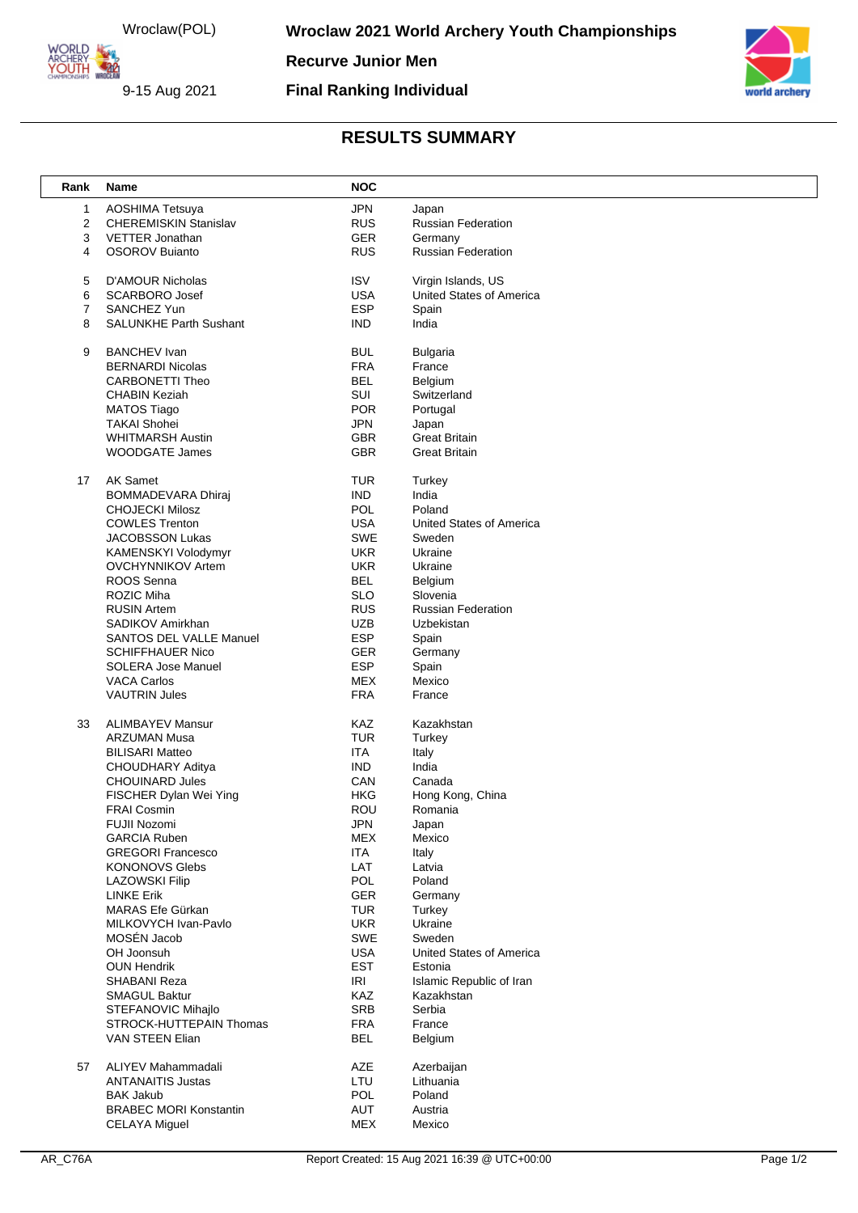Wroclaw(POL)

9-15 Aug 2021

# Wroclaw 2021 World Archery Youth Championships

## Recurve Junior Men

## Final Ranking Individual

## RESULTS SUMMARY

| Rank | Name | NOC | |
|---|---|---|---|
| 1 | AOSHIMA Tetsuya | JPN | Japan |
| 2 | CHEREMISKIN Stanislav | RUS | Russian Federation |
| 3 | VETTER Jonathan | GER | Germany |
| 4 | OSOROV Buianto | RUS | Russian Federation |
| 5 | D'AMOUR Nicholas | ISV | Virgin Islands, US |
| 6 | SCARBORO Josef | USA | United States of America |
| 7 | SANCHEZ Yun | ESP | Spain |
| 8 | SALUNKHE Parth Sushant | IND | India |
| 9 | BANCHEV Ivan | BUL | Bulgaria |
| | BERNARDI Nicolas | FRA | France |
| | CARBONETTI Theo | BEL | Belgium |
| | CHABIN Keziah | SUI | Switzerland |
| | MATOS Tiago | POR | Portugal |
| | TAKAI Shohei | JPN | Japan |
| | WHITMARSH Austin | GBR | Great Britain |
| | WOODGATE James | GBR | Great Britain |
| 17 | AK Samet | TUR | Turkey |
| | BOMMADEVARA Dhiraj | IND | India |
| | CHOJECKI Milosz | POL | Poland |
| | COWLES Trenton | USA | United States of America |
| | JACOBSSON Lukas | SWE | Sweden |
| | KAMENSKYI Volodymyr | UKR | Ukraine |
| | OVCHYNNIKOV Artem | UKR | Ukraine |
| | ROOS Senna | BEL | Belgium |
| | ROZIC Miha | SLO | Slovenia |
| | RUSIN Artem | RUS | Russian Federation |
| | SADIKOV Amirkhan | UZB | Uzbekistan |
| | SANTOS DEL VALLE Manuel | ESP | Spain |
| | SCHIFFHAUER Nico | GER | Germany |
| | SOLERA Jose Manuel | ESP | Spain |
| | VACA Carlos | MEX | Mexico |
| | VAUTRIN Jules | FRA | France |
| 33 | ALIMBAYEV Mansur | KAZ | Kazakhstan |
| | ARZUMAN Musa | TUR | Turkey |
| | BILISARI Matteo | ITA | Italy |
| | CHOUDHARY Aditya | IND | India |
| | CHOUINARD Jules | CAN | Canada |
| | FISCHER Dylan Wei Ying | HKG | Hong Kong, China |
| | FRAI Cosmin | ROU | Romania |
| | FUJII Nozomi | JPN | Japan |
| | GARCIA Ruben | MEX | Mexico |
| | GREGORI Francesco | ITA | Italy |
| | KONONOVS Glebs | LAT | Latvia |
| | LAZOWSKI Filip | POL | Poland |
| | LINKE Erik | GER | Germany |
| | MARAS Efe Gürkan | TUR | Turkey |
| | MILKOVYCH Ivan-Pavlo | UKR | Ukraine |
| | MOSÉN Jacob | SWE | Sweden |
| | OH Joonsuh | USA | United States of America |
| | OUN Hendrik | EST | Estonia |
| | SHABANI Reza | IRI | Islamic Republic of Iran |
| | SMAGUL Baktur | KAZ | Kazakhstan |
| | STEFANOVIC Mihajlo | SRB | Serbia |
| | STROCK-HUTTEPAIN Thomas | FRA | France |
| | VAN STEEN Elian | BEL | Belgium |
| 57 | ALIYEV Mahammadali | AZE | Azerbaijan |
| | ANTANAITIS Justas | LTU | Lithuania |
| | BAK Jakub | POL | Poland |
| | BRABEC MORI Konstantin | AUT | Austria |
| | CELAYA Miguel | MEX | Mexico |

AR_C76A Report Created: 15 Aug 2021 16:39 @ UTC+00:00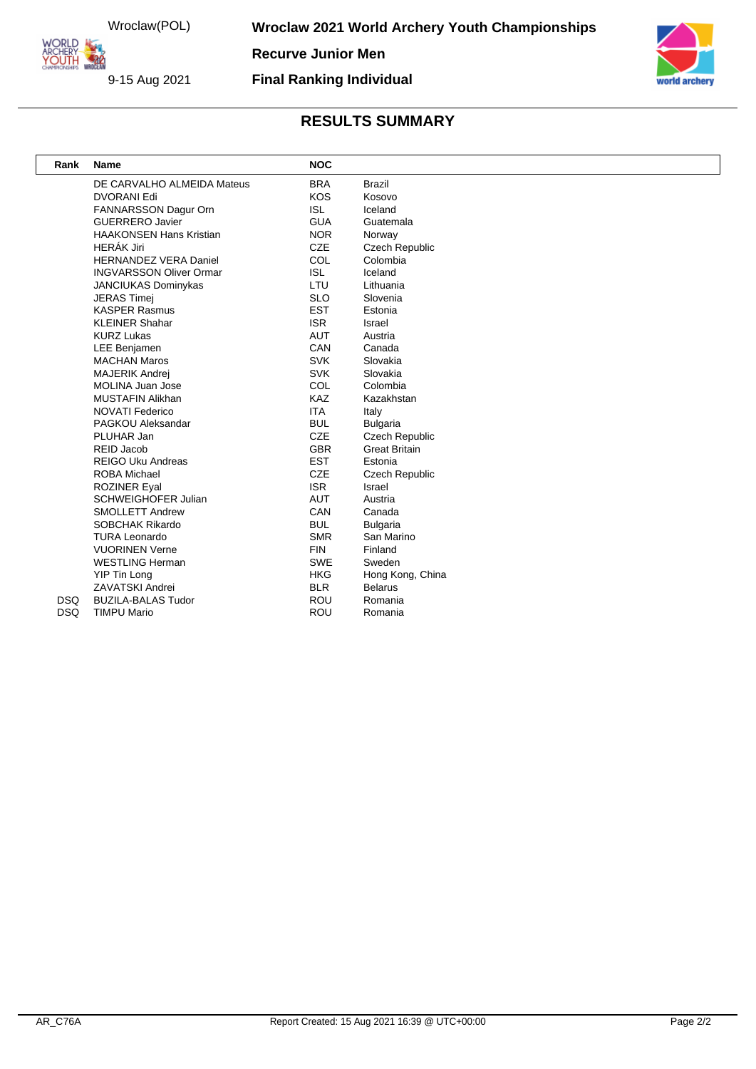# Wroclaw 2021 World Archery Youth Championships

Wroclaw(POL)

9-15 Aug 2021

**Recurve Junior Men**

**Final Ranking Individual**

## RESULTS SUMMARY

| Rank | Name | NOC | |
|---|---|---|---|
| | DE CARVALHO ALMEIDA Mateus | BRA | Brazil |
| | DVORANI Edi | KOS | Kosovo |
| | FANNARSSON Dagur Orn | ISL | Iceland |
| | GUERRERO Javier | GUA | Guatemala |
| | HAAKONSEN Hans Kristian | NOR | Norway |
| | HERÁK Jiri | CZE | Czech Republic |
| | HERNANDEZ VERA Daniel | COL | Colombia |
| | INGVARSSON Oliver Ormar | ISL | Iceland |
| | JANCIUKAS Dominykas | LTU | Lithuania |
| | JERAS Timej | SLO | Slovenia |
| | KASPER Rasmus | EST | Estonia |
| | KLEINER Shahar | ISR | Israel |
| | KURZ Lukas | AUT | Austria |
| | LEE Benjamen | CAN | Canada |
| | MACHAN Maros | SVK | Slovakia |
| | MAJERIK Andrej | SVK | Slovakia |
| | MOLINA Juan Jose | COL | Colombia |
| | MUSTAFIN Alikhan | KAZ | Kazakhstan |
| | NOVATI Federico | ITA | Italy |
| | PAGKOU Aleksandar | BUL | Bulgaria |
| | PLUHAR Jan | CZE | Czech Republic |
| | REID Jacob | GBR | Great Britain |
| | REIGO Uku Andreas | EST | Estonia |
| | ROBA Michael | CZE | Czech Republic |
| | ROZINER Eyal | ISR | Israel |
| | SCHWEIGHOFER Julian | AUT | Austria |
| | SMOLLETT Andrew | CAN | Canada |
| | SOBCHAK Rikardo | BUL | Bulgaria |
| | TURA Leonardo | SMR | San Marino |
| | VUORINEN Verne | FIN | Finland |
| | WESTLING Herman | SWE | Sweden |
| | YIP Tin Long | HKG | Hong Kong, China |
| | ZAVATSKI Andrei | BLR | Belarus |
| DSQ | BUZILA-BALAS Tudor | ROU | Romania |
| DSQ | TIMPU Mario | ROU | Romania |

AR_C76A    Report Created: 15 Aug 2021 16:39 @ UTC+00:00